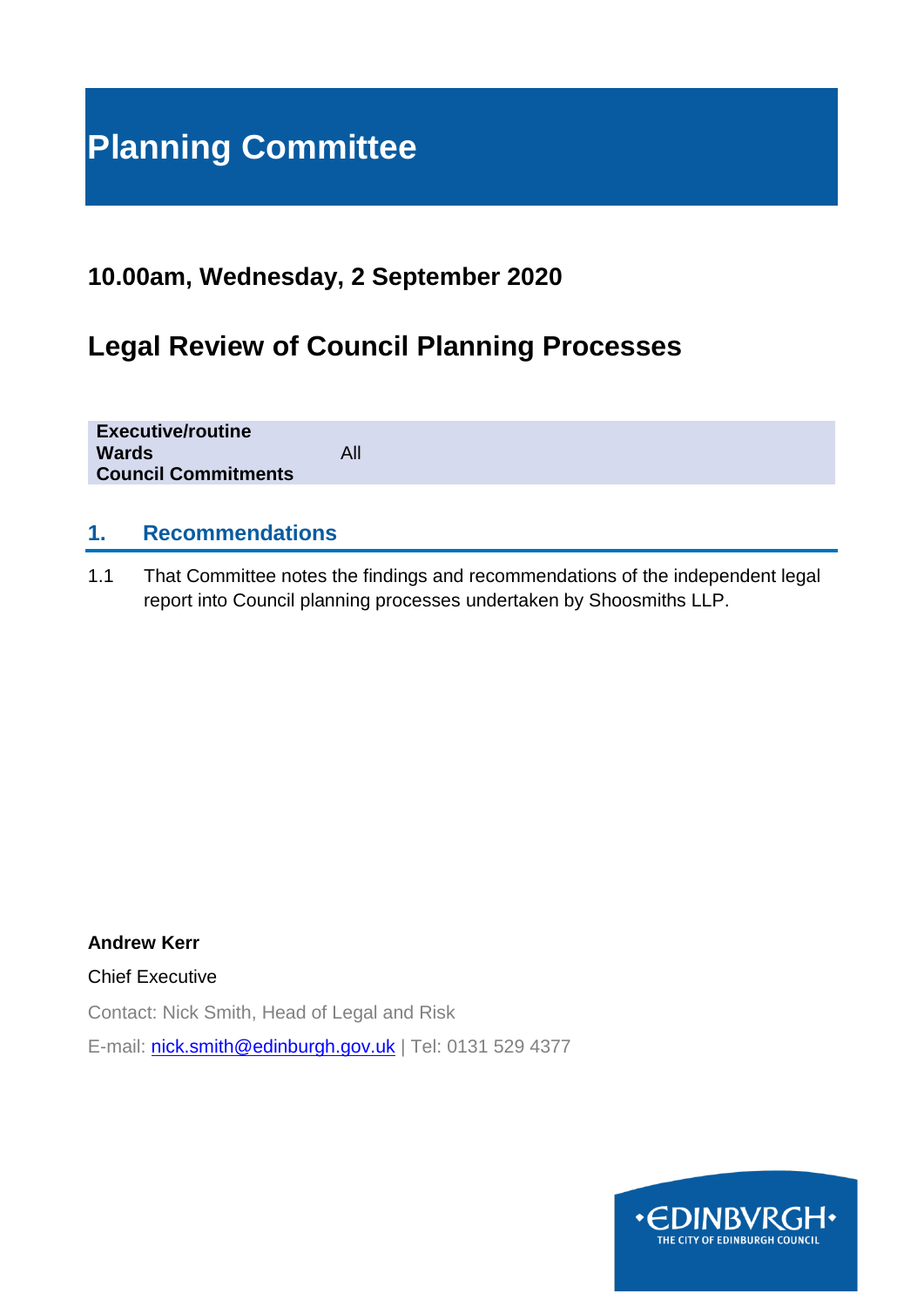# Planning Committee

## 10.00am, Wednesday, 2 September 2020

## Legal Review of Council Planning Processes

| | |
|---|---|
| **Executive/routine** | |
| **Wards** | All |
| **Council Commitments** | |

### 1. Recommendations

1.1 That Committee notes the findings and recommendations of the independent legal report into Council planning processes undertaken by Shoosmiths LLP.

**Andrew Kerr**

Chief Executive

Contact: Nick Smith, Head of Legal and Risk

E-mail: nick.smith@edinburgh.gov.uk | Tel: 0131 529 4377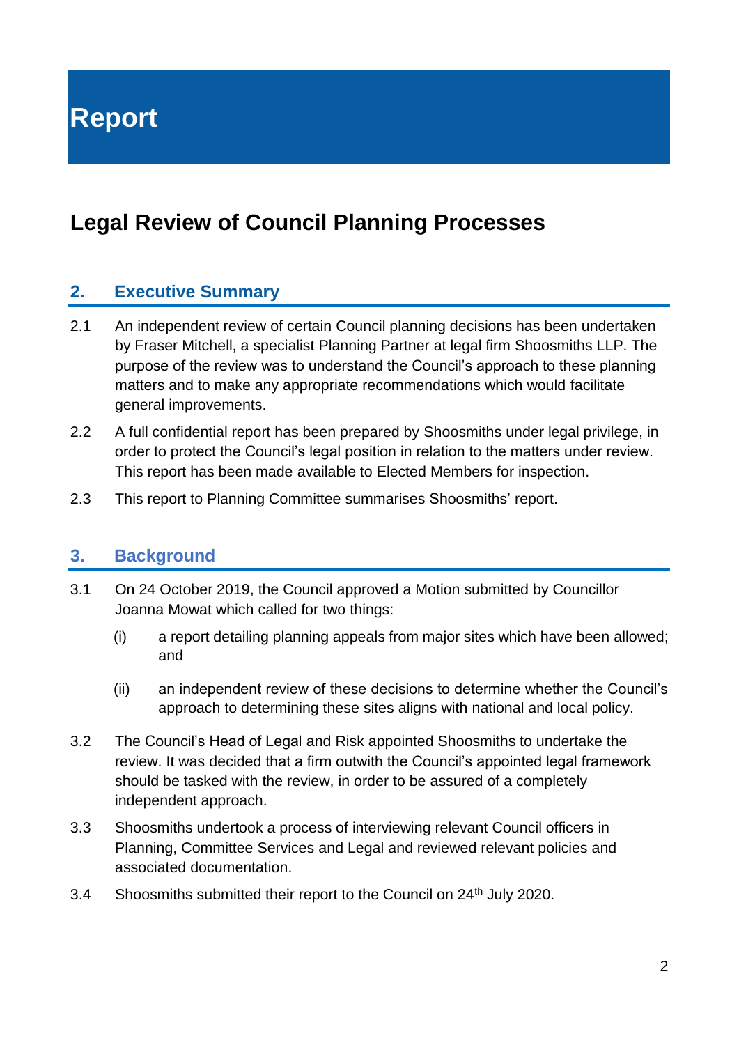# Report

## Legal Review of Council Planning Processes

### 2. Executive Summary

2.1 An independent review of certain Council planning decisions has been undertaken by Fraser Mitchell, a specialist Planning Partner at legal firm Shoosmiths LLP. The purpose of the review was to understand the Council's approach to these planning matters and to make any appropriate recommendations which would facilitate general improvements.

2.2 A full confidential report has been prepared by Shoosmiths under legal privilege, in order to protect the Council's legal position in relation to the matters under review. This report has been made available to Elected Members for inspection.

2.3 This report to Planning Committee summarises Shoosmiths' report.

### 3. Background

3.1 On 24 October 2019, the Council approved a Motion submitted by Councillor Joanna Mowat which called for two things:

(i) a report detailing planning appeals from major sites which have been allowed; and

(ii) an independent review of these decisions to determine whether the Council's approach to determining these sites aligns with national and local policy.

3.2 The Council's Head of Legal and Risk appointed Shoosmiths to undertake the review. It was decided that a firm outwith the Council's appointed legal framework should be tasked with the review, in order to be assured of a completely independent approach.

3.3 Shoosmiths undertook a process of interviewing relevant Council officers in Planning, Committee Services and Legal and reviewed relevant policies and associated documentation.

3.4 Shoosmiths submitted their report to the Council on 24th July 2020.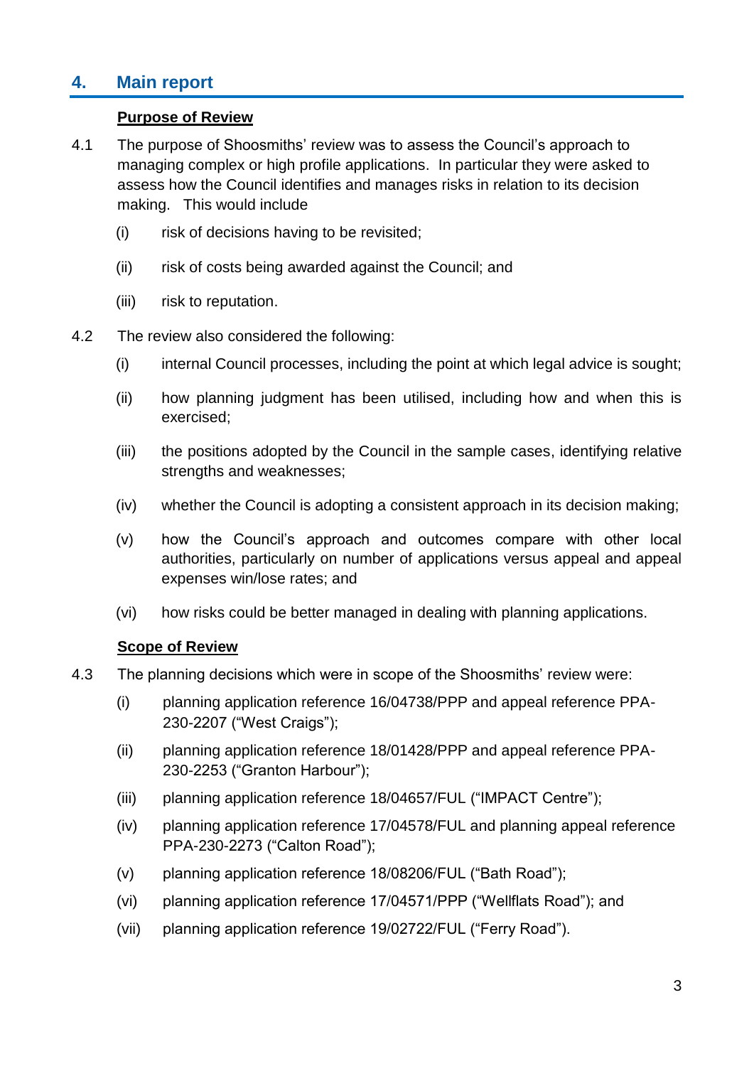## 4. Main report

**Purpose of Review**

4.1 The purpose of Shoosmiths' review was to assess the Council's approach to managing complex or high profile applications. In particular they were asked to assess how the Council identifies and manages risks in relation to its decision making. This would include

(i) risk of decisions having to be revisited;

(ii) risk of costs being awarded against the Council; and

(iii) risk to reputation.

4.2 The review also considered the following:

(i) internal Council processes, including the point at which legal advice is sought;

(ii) how planning judgment has been utilised, including how and when this is exercised;

(iii) the positions adopted by the Council in the sample cases, identifying relative strengths and weaknesses;

(iv) whether the Council is adopting a consistent approach in its decision making;

(v) how the Council's approach and outcomes compare with other local authorities, particularly on number of applications versus appeal and appeal expenses win/lose rates; and

(vi) how risks could be better managed in dealing with planning applications.

**Scope of Review**

4.3 The planning decisions which were in scope of the Shoosmiths' review were:

(i) planning application reference 16/04738/PPP and appeal reference PPA-230-2207 ("West Craigs");

(ii) planning application reference 18/01428/PPP and appeal reference PPA-230-2253 ("Granton Harbour");

(iii) planning application reference 18/04657/FUL ("IMPACT Centre");

(iv) planning application reference 17/04578/FUL and planning appeal reference PPA-230-2273 ("Calton Road");

(v) planning application reference 18/08206/FUL ("Bath Road");

(vi) planning application reference 17/04571/PPP ("Wellflats Road"); and

(vii) planning application reference 19/02722/FUL ("Ferry Road").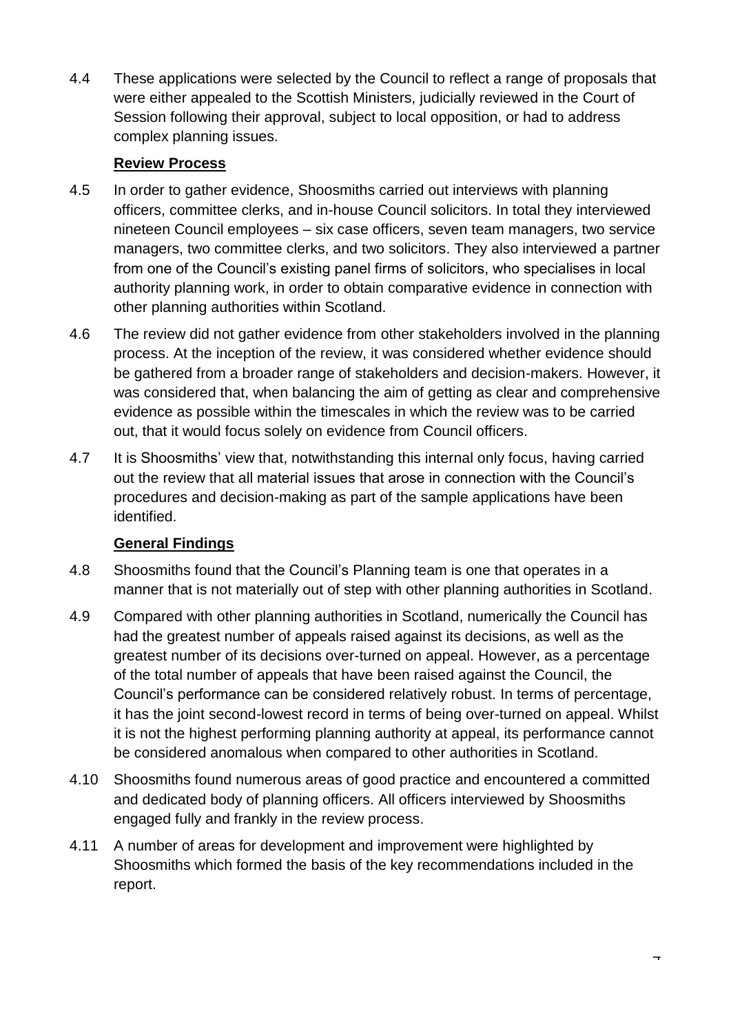4.4 These applications were selected by the Council to reflect a range of proposals that were either appealed to the Scottish Ministers, judicially reviewed in the Court of Session following their approval, subject to local opposition, or had to address complex planning issues.

**Review Process**

4.5 In order to gather evidence, Shoosmiths carried out interviews with planning officers, committee clerks, and in-house Council solicitors. In total they interviewed nineteen Council employees – six case officers, seven team managers, two service managers, two committee clerks, and two solicitors. They also interviewed a partner from one of the Council's existing panel firms of solicitors, who specialises in local authority planning work, in order to obtain comparative evidence in connection with other planning authorities within Scotland.

4.6 The review did not gather evidence from other stakeholders involved in the planning process. At the inception of the review, it was considered whether evidence should be gathered from a broader range of stakeholders and decision-makers. However, it was considered that, when balancing the aim of getting as clear and comprehensive evidence as possible within the timescales in which the review was to be carried out, that it would focus solely on evidence from Council officers.

4.7 It is Shoosmiths' view that, notwithstanding this internal only focus, having carried out the review that all material issues that arose in connection with the Council's procedures and decision-making as part of the sample applications have been identified.

**General Findings**

4.8 Shoosmiths found that the Council's Planning team is one that operates in a manner that is not materially out of step with other planning authorities in Scotland.

4.9 Compared with other planning authorities in Scotland, numerically the Council has had the greatest number of appeals raised against its decisions, as well as the greatest number of its decisions over-turned on appeal. However, as a percentage of the total number of appeals that have been raised against the Council, the Council's performance can be considered relatively robust. In terms of percentage, it has the joint second-lowest record in terms of being over-turned on appeal. Whilst it is not the highest performing planning authority at appeal, its performance cannot be considered anomalous when compared to other authorities in Scotland.

4.10 Shoosmiths found numerous areas of good practice and encountered a committed and dedicated body of planning officers. All officers interviewed by Shoosmiths engaged fully and frankly in the review process.

4.11 A number of areas for development and improvement were highlighted by Shoosmiths which formed the basis of the key recommendations included in the report.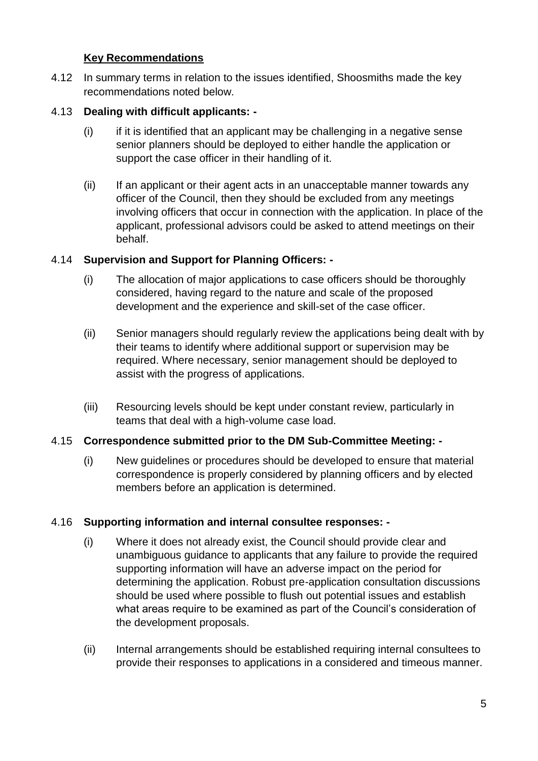**Key Recommendations**

4.12 In summary terms in relation to the issues identified, Shoosmiths made the key recommendations noted below.

4.13 **Dealing with difficult applicants: -**

(i) if it is identified that an applicant may be challenging in a negative sense senior planners should be deployed to either handle the application or support the case officer in their handling of it.

(ii) If an applicant or their agent acts in an unacceptable manner towards any officer of the Council, then they should be excluded from any meetings involving officers that occur in connection with the application. In place of the applicant, professional advisors could be asked to attend meetings on their behalf.

4.14 **Supervision and Support for Planning Officers: -**

(i) The allocation of major applications to case officers should be thoroughly considered, having regard to the nature and scale of the proposed development and the experience and skill-set of the case officer.

(ii) Senior managers should regularly review the applications being dealt with by their teams to identify where additional support or supervision may be required. Where necessary, senior management should be deployed to assist with the progress of applications.

(iii) Resourcing levels should be kept under constant review, particularly in teams that deal with a high-volume case load.

4.15 **Correspondence submitted prior to the DM Sub-Committee Meeting: -**

(i) New guidelines or procedures should be developed to ensure that material correspondence is properly considered by planning officers and by elected members before an application is determined.

4.16 **Supporting information and internal consultee responses: -**

(i) Where it does not already exist, the Council should provide clear and unambiguous guidance to applicants that any failure to provide the required supporting information will have an adverse impact on the period for determining the application. Robust pre-application consultation discussions should be used where possible to flush out potential issues and establish what areas require to be examined as part of the Council's consideration of the development proposals.

(ii) Internal arrangements should be established requiring internal consultees to provide their responses to applications in a considered and timeous manner.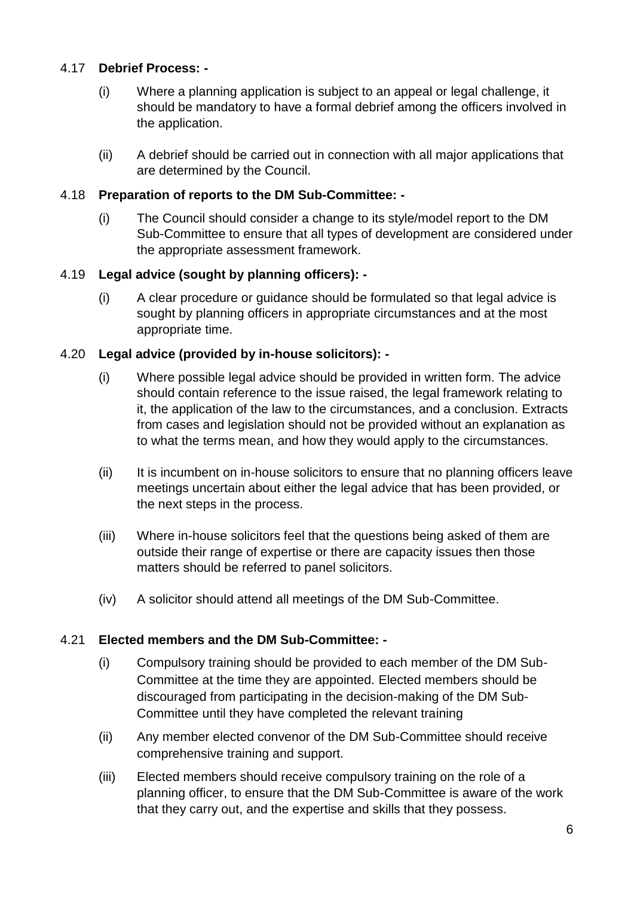4.17 **Debrief Process: -**

(i) Where a planning application is subject to an appeal or legal challenge, it should be mandatory to have a formal debrief among the officers involved in the application.

(ii) A debrief should be carried out in connection with all major applications that are determined by the Council.

4.18 **Preparation of reports to the DM Sub-Committee: -**

(i) The Council should consider a change to its style/model report to the DM Sub-Committee to ensure that all types of development are considered under the appropriate assessment framework.

4.19 **Legal advice (sought by planning officers): -**

(i) A clear procedure or guidance should be formulated so that legal advice is sought by planning officers in appropriate circumstances and at the most appropriate time.

4.20 **Legal advice (provided by in-house solicitors): -**

(i) Where possible legal advice should be provided in written form. The advice should contain reference to the issue raised, the legal framework relating to it, the application of the law to the circumstances, and a conclusion. Extracts from cases and legislation should not be provided without an explanation as to what the terms mean, and how they would apply to the circumstances.

(ii) It is incumbent on in-house solicitors to ensure that no planning officers leave meetings uncertain about either the legal advice that has been provided, or the next steps in the process.

(iii) Where in-house solicitors feel that the questions being asked of them are outside their range of expertise or there are capacity issues then those matters should be referred to panel solicitors.

(iv) A solicitor should attend all meetings of the DM Sub-Committee.

4.21 **Elected members and the DM Sub-Committee: -**

(i) Compulsory training should be provided to each member of the DM Sub-Committee at the time they are appointed. Elected members should be discouraged from participating in the decision-making of the DM Sub-Committee until they have completed the relevant training

(ii) Any member elected convenor of the DM Sub-Committee should receive comprehensive training and support.

(iii) Elected members should receive compulsory training on the role of a planning officer, to ensure that the DM Sub-Committee is aware of the work that they carry out, and the expertise and skills that they possess.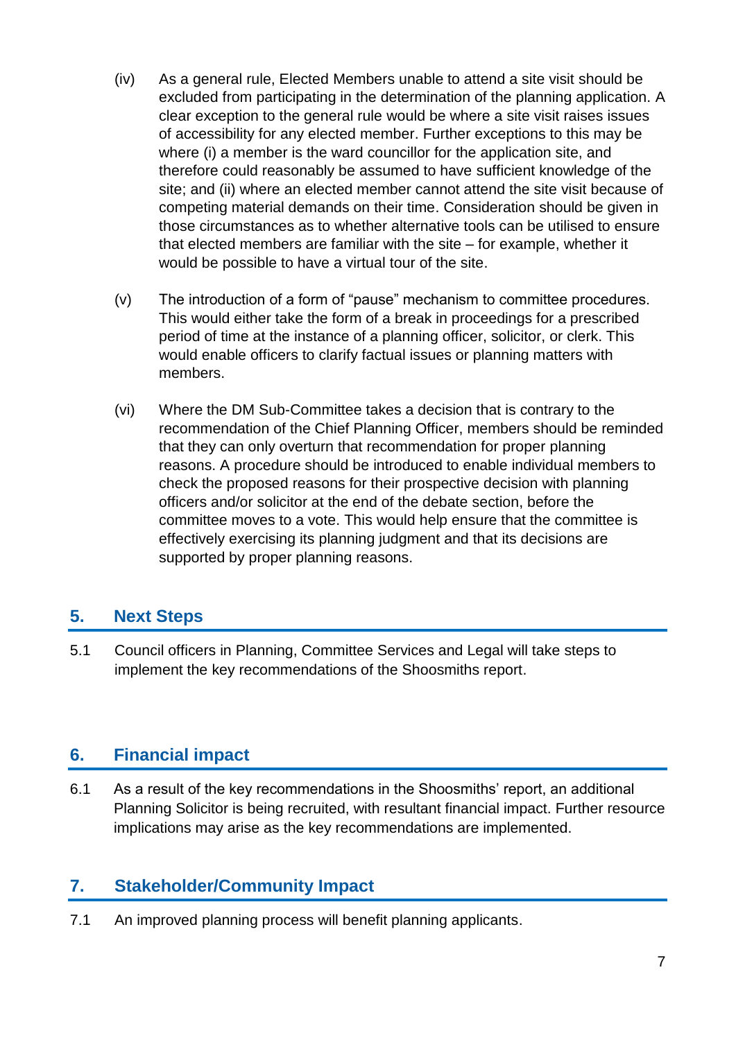(iv) As a general rule, Elected Members unable to attend a site visit should be excluded from participating in the determination of the planning application. A clear exception to the general rule would be where a site visit raises issues of accessibility for any elected member. Further exceptions to this may be where (i) a member is the ward councillor for the application site, and therefore could reasonably be assumed to have sufficient knowledge of the site; and (ii) where an elected member cannot attend the site visit because of competing material demands on their time. Consideration should be given in those circumstances as to whether alternative tools can be utilised to ensure that elected members are familiar with the site – for example, whether it would be possible to have a virtual tour of the site.

(v) The introduction of a form of "pause" mechanism to committee procedures. This would either take the form of a break in proceedings for a prescribed period of time at the instance of a planning officer, solicitor, or clerk. This would enable officers to clarify factual issues or planning matters with members.

(vi) Where the DM Sub-Committee takes a decision that is contrary to the recommendation of the Chief Planning Officer, members should be reminded that they can only overturn that recommendation for proper planning reasons. A procedure should be introduced to enable individual members to check the proposed reasons for their prospective decision with planning officers and/or solicitor at the end of the debate section, before the committee moves to a vote. This would help ensure that the committee is effectively exercising its planning judgment and that its decisions are supported by proper planning reasons.

## 5. Next Steps

5.1 Council officers in Planning, Committee Services and Legal will take steps to implement the key recommendations of the Shoosmiths report.

## 6. Financial impact

6.1 As a result of the key recommendations in the Shoosmiths' report, an additional Planning Solicitor is being recruited, with resultant financial impact. Further resource implications may arise as the key recommendations are implemented.

## 7. Stakeholder/Community Impact

7.1 An improved planning process will benefit planning applicants.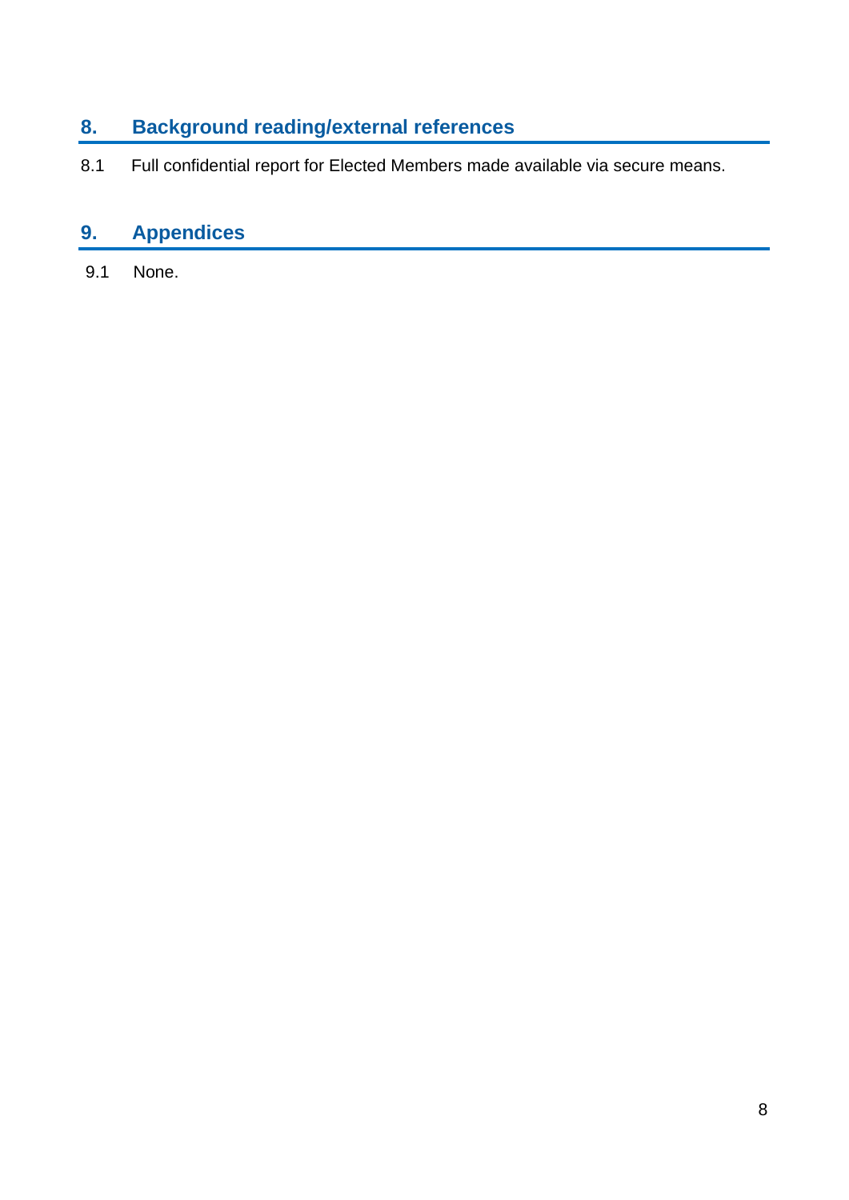## 8. Background reading/external references

8.1 Full confidential report for Elected Members made available via secure means.

## 9. Appendices

9.1 None.